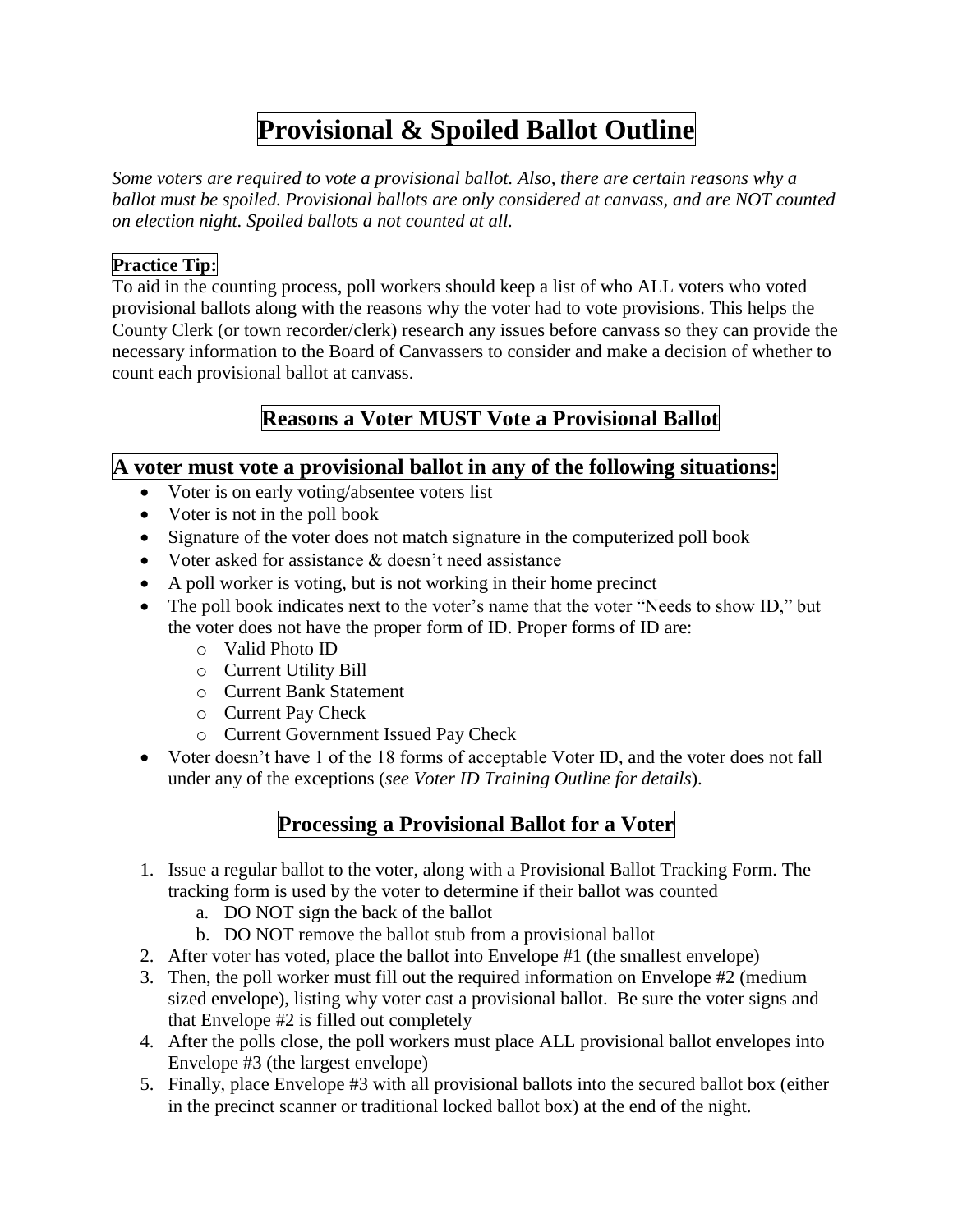# Provisional & Spoiled Ballot Outline

*Some voters are required to vote a provisional ballot. Also, there are certain reasons why a ballot must be spoiled. Provisional ballots are only considered at canvass, and are NOT counted on election night. Spoiled ballots a not counted at all.*

**Practice Tip:**

To aid in the counting process, poll workers should keep a list of who ALL voters who voted provisional ballots along with the reasons why the voter had to vote provisions. This helps the County Clerk (or town recorder/clerk) research any issues before canvass so they can provide the necessary information to the Board of Canvassers to consider and make a decision of whether to count each provisional ballot at canvass.

## Reasons a Voter MUST Vote a Provisional Ballot

### A voter must vote a provisional ballot in any of the following situations:

- Voter is on early voting/absentee voters list
- Voter is not in the poll book
- Signature of the voter does not match signature in the computerized poll book
- Voter asked for assistance & doesn't need assistance
- A poll worker is voting, but is not working in their home precinct
- The poll book indicates next to the voter's name that the voter "Needs to show ID," but the voter does not have the proper form of ID. Proper forms of ID are:
  - Valid Photo ID
  - Current Utility Bill
  - Current Bank Statement
  - Current Pay Check
  - Current Government Issued Pay Check
- Voter doesn't have 1 of the 18 forms of acceptable Voter ID, and the voter does not fall under any of the exceptions (*see Voter ID Training Outline for details*).

## Processing a Provisional Ballot for a Voter

1. Issue a regular ballot to the voter, along with a Provisional Ballot Tracking Form. The tracking form is used by the voter to determine if their ballot was counted
   a. DO NOT sign the back of the ballot
   b. DO NOT remove the ballot stub from a provisional ballot
2. After voter has voted, place the ballot into Envelope #1 (the smallest envelope)
3. Then, the poll worker must fill out the required information on Envelope #2 (medium sized envelope), listing why voter cast a provisional ballot. Be sure the voter signs and that Envelope #2 is filled out completely
4. After the polls close, the poll workers must place ALL provisional ballot envelopes into Envelope #3 (the largest envelope)
5. Finally, place Envelope #3 with all provisional ballots into the secured ballot box (either in the precinct scanner or traditional locked ballot box) at the end of the night.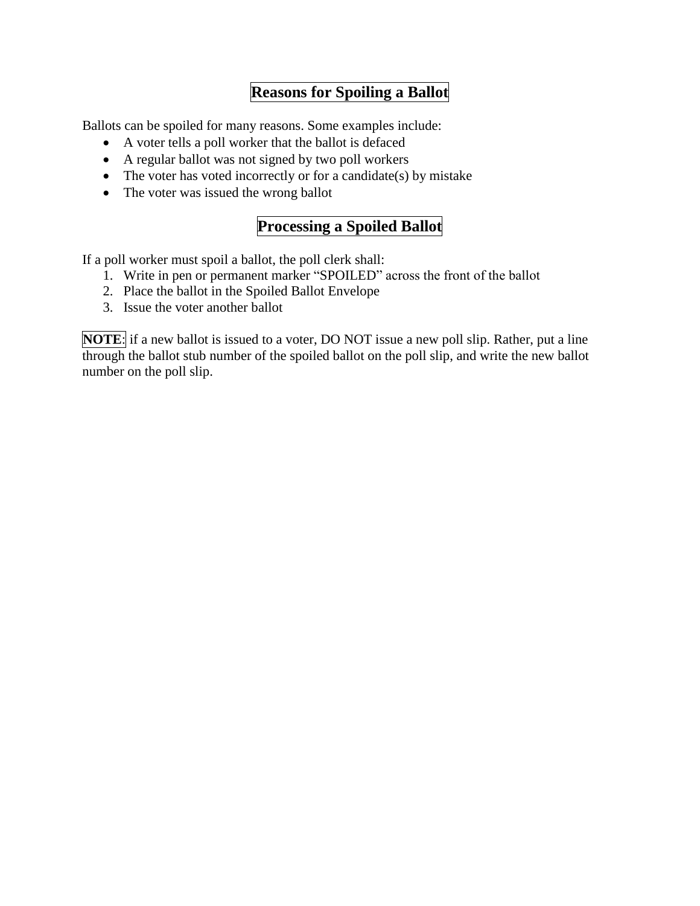## Reasons for Spoiling a Ballot

Ballots can be spoiled for many reasons. Some examples include:

- A voter tells a poll worker that the ballot is defaced
- A regular ballot was not signed by two poll workers
- The voter has voted incorrectly or for a candidate(s) by mistake
- The voter was issued the wrong ballot

## Processing a Spoiled Ballot

If a poll worker must spoil a ballot, the poll clerk shall:

1. Write in pen or permanent marker "SPOILED" across the front of the ballot
2. Place the ballot in the Spoiled Ballot Envelope
3. Issue the voter another ballot

**NOTE**: if a new ballot is issued to a voter, DO NOT issue a new poll slip. Rather, put a line through the ballot stub number of the spoiled ballot on the poll slip, and write the new ballot number on the poll slip.